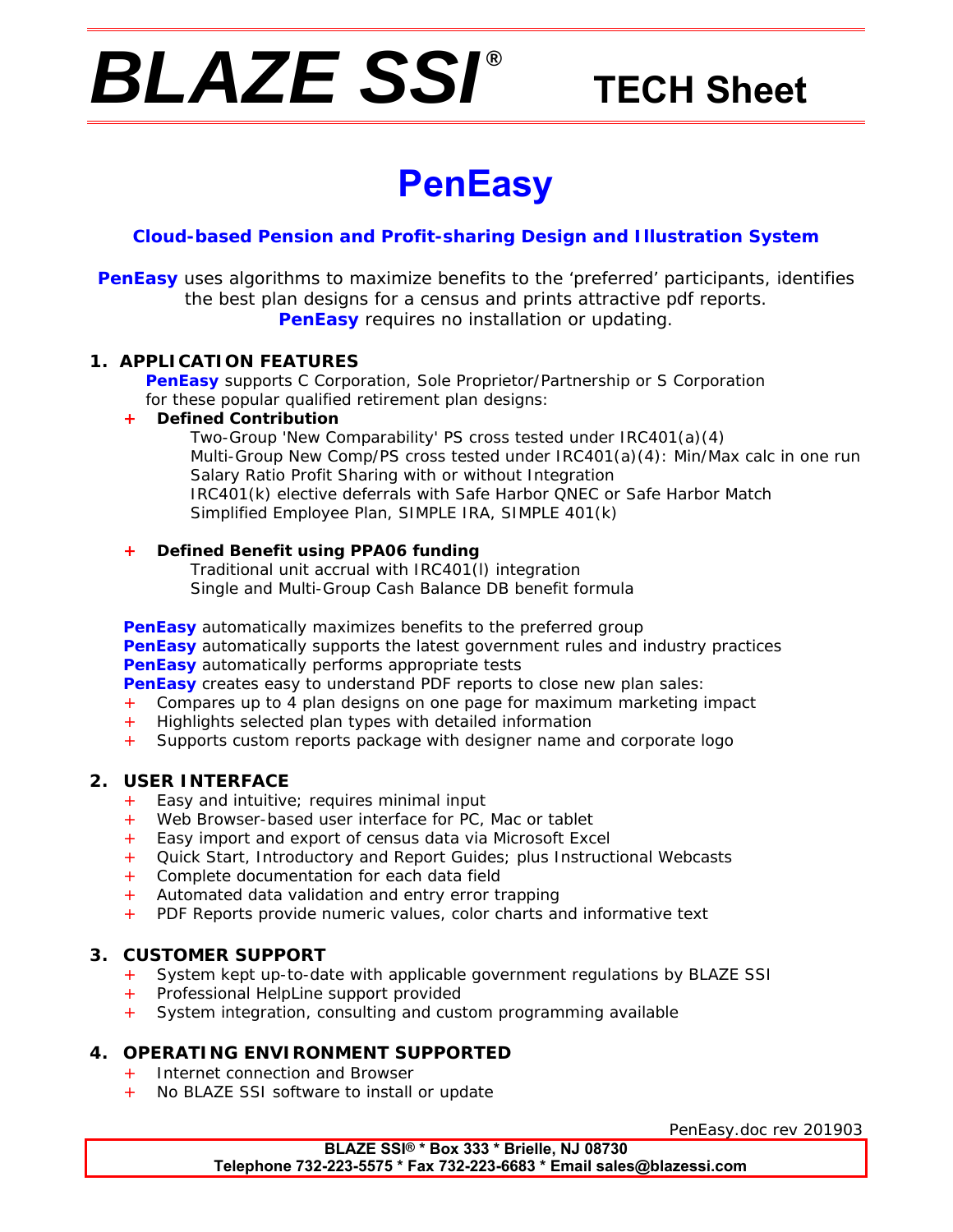# BLAZE SSI® TECH Sheet

# PenEasy

### Cloud-based Pension and Profit-sharing Design and Illustration System

**PenEasy** uses algorithms to maximize benefits to the 'preferred' participants, identifies the best plan designs for a census and prints attractive pdf reports.
**PenEasy** requires no installation or updating.

## 1. APPLICATION FEATURES

**PenEasy** supports C Corporation, Sole Proprietor/Partnership or S Corporation for these popular qualified retirement plan designs:

+ **Defined Contribution**
  - Two-Group 'New Comparability' PS cross tested under IRC401(a)(4)
  - Multi-Group New Comp/PS cross tested under IRC401(a)(4): Min/Max calc in one run
  - Salary Ratio Profit Sharing with or without Integration
  - IRC401(k) elective deferrals with Safe Harbor QNEC or Safe Harbor Match
  - Simplified Employee Plan, SIMPLE IRA, SIMPLE 401(k)

+ **Defined Benefit using PPA06 funding**
  - Traditional unit accrual with IRC401(l) integration
  - Single and Multi-Group Cash Balance DB benefit formula

**PenEasy** automatically maximizes benefits to the preferred group
**PenEasy** automatically supports the latest government rules and industry practices
**PenEasy** automatically performs appropriate tests
**PenEasy** creates easy to understand PDF reports to close new plan sales:

+ Compares up to 4 plan designs on one page for maximum marketing impact
+ Highlights selected plan types with detailed information
+ Supports custom reports package with designer name and corporate logo

## 2. USER INTERFACE

+ Easy and intuitive; requires minimal input
+ Web Browser-based user interface for PC, Mac or tablet
+ Easy import and export of census data via Microsoft Excel
+ Quick Start, Introductory and Report Guides; plus Instructional Webcasts
+ Complete documentation for each data field
+ Automated data validation and entry error trapping
+ PDF Reports provide numeric values, color charts and informative text

## 3. CUSTOMER SUPPORT

+ System kept up-to-date with applicable government regulations by BLAZE SSI
+ Professional HelpLine support provided
+ System integration, consulting and custom programming available

## 4. OPERATING ENVIRONMENT SUPPORTED

+ Internet connection and Browser
+ No BLAZE SSI software to install or update

PenEasy.doc rev 201903

**BLAZE SSI® * Box 333 * Brielle, NJ 08730**
**Telephone 732-223-5575 * Fax 732-223-6683 * Email sales@blazessi.com**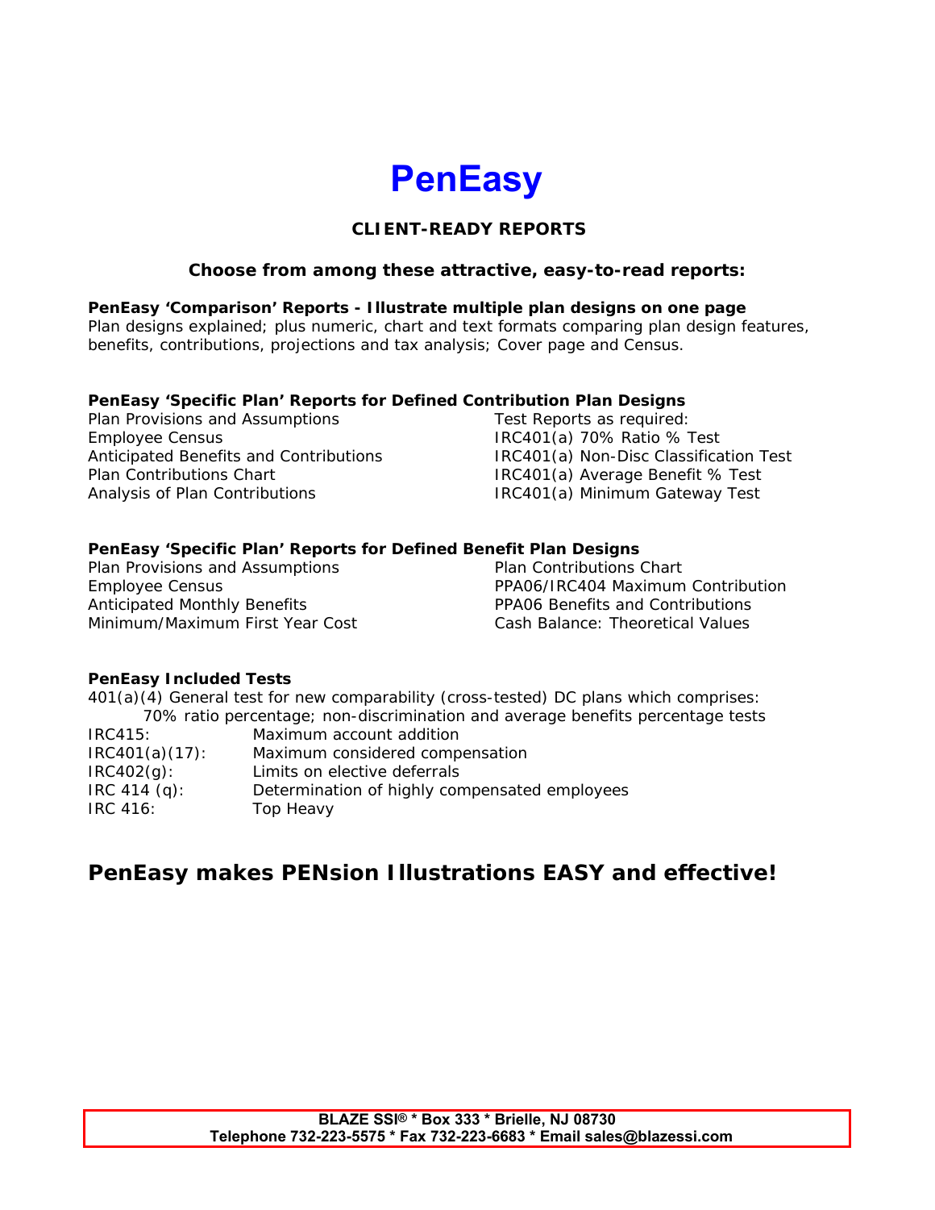# PenEasy

**CLIENT-READY REPORTS**

**Choose from among these attractive, easy-to-read reports:**

**PenEasy 'Comparison' Reports - Illustrate multiple plan designs on one page**
Plan designs explained; plus numeric, chart and text formats comparing plan design features, benefits, contributions, projections and tax analysis; Cover page and Census.

**PenEasy 'Specific Plan' Reports for Defined Contribution Plan Designs**

Plan Provisions and Assumptions
Employee Census
Anticipated Benefits and Contributions
Plan Contributions Chart
Analysis of Plan Contributions

Test Reports as required:
IRC401(a) 70% Ratio % Test
IRC401(a) Non-Disc Classification Test
IRC401(a) Average Benefit % Test
IRC401(a) Minimum Gateway Test

**PenEasy 'Specific Plan' Reports for Defined Benefit Plan Designs**

Plan Provisions and Assumptions
Employee Census
Anticipated Monthly Benefits
Minimum/Maximum First Year Cost

Plan Contributions Chart
PPA06/IRC404 Maximum Contribution
PPA06 Benefits and Contributions
Cash Balance: Theoretical Values

**PenEasy Included Tests**

401(a)(4) General test for new comparability (cross-tested) DC plans which comprises:
70% ratio percentage; non-discrimination and average benefits percentage tests

| | |
|---|---|
| IRC415: | Maximum account addition |
| IRC401(a)(17): | Maximum considered compensation |
| IRC402(g): | Limits on elective deferrals |
| IRC 414 (q): | Determination of highly compensated employees |
| IRC 416: | Top Heavy |

## PenEasy makes PENsion Illustrations EASY and effective!

**BLAZE SSI® * Box 333 * Brielle, NJ 08730**
**Telephone 732-223-5575 * Fax 732-223-6683 * Email sales@blazessi.com**